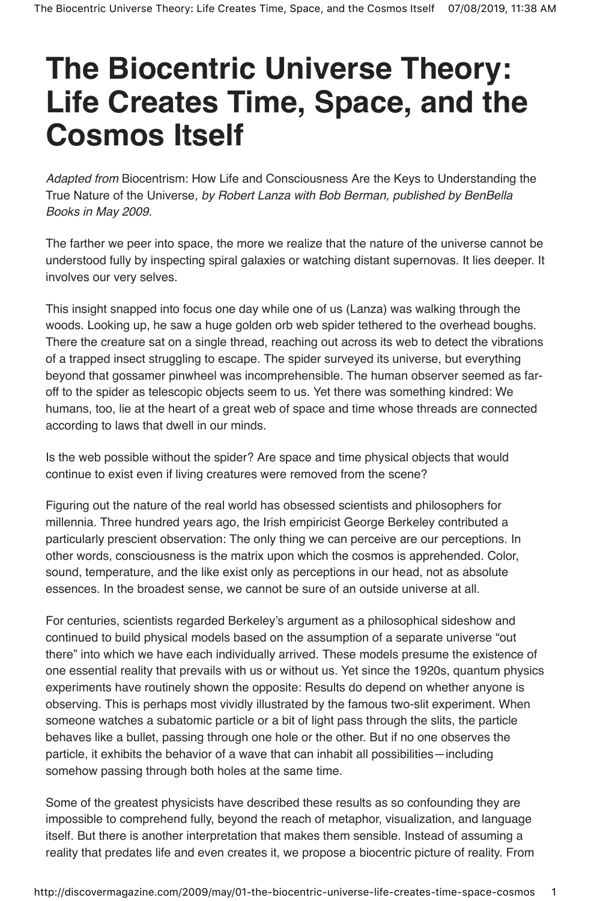# The Biocentric Universe Theory: Life Creates Time, Space, and the Cosmos Itself

*Adapted from* Biocentrism: How Life and Consciousness Are the Keys to Understanding the True Nature of the Universe*, by Robert Lanza with Bob Berman, published by BenBella Books in May 2009.*

The farther we peer into space, the more we realize that the nature of the universe cannot be understood fully by inspecting spiral galaxies or watching distant supernovas. It lies deeper. It involves our very selves.

This insight snapped into focus one day while one of us (Lanza) was walking through the woods. Looking up, he saw a huge golden orb web spider tethered to the overhead boughs. There the creature sat on a single thread, reaching out across its web to detect the vibrations of a trapped insect struggling to escape. The spider surveyed its universe, but everything beyond that gossamer pinwheel was incomprehensible. The human observer seemed as far-off to the spider as telescopic objects seem to us. Yet there was something kindred: We humans, too, lie at the heart of a great web of space and time whose threads are connected according to laws that dwell in our minds.

Is the web possible without the spider? Are space and time physical objects that would continue to exist even if living creatures were removed from the scene?

Figuring out the nature of the real world has obsessed scientists and philosophers for millennia. Three hundred years ago, the Irish empiricist George Berkeley contributed a particularly prescient observation: The only thing we can perceive are our perceptions. In other words, consciousness is the matrix upon which the cosmos is apprehended. Color, sound, temperature, and the like exist only as perceptions in our head, not as absolute essences. In the broadest sense, we cannot be sure of an outside universe at all.

For centuries, scientists regarded Berkeley's argument as a philosophical sideshow and continued to build physical models based on the assumption of a separate universe "out there" into which we have each individually arrived. These models presume the existence of one essential reality that prevails with us or without us. Yet since the 1920s, quantum physics experiments have routinely shown the opposite: Results do depend on whether anyone is observing. This is perhaps most vividly illustrated by the famous two-slit experiment. When someone watches a subatomic particle or a bit of light pass through the slits, the particle behaves like a bullet, passing through one hole or the other. But if no one observes the particle, it exhibits the behavior of a wave that can inhabit all possibilities—including somehow passing through both holes at the same time.

Some of the greatest physicists have described these results as so confounding they are impossible to comprehend fully, beyond the reach of metaphor, visualization, and language itself. But there is another interpretation that makes them sensible. Instead of assuming a reality that predates life and even creates it, we propose a biocentric picture of reality. From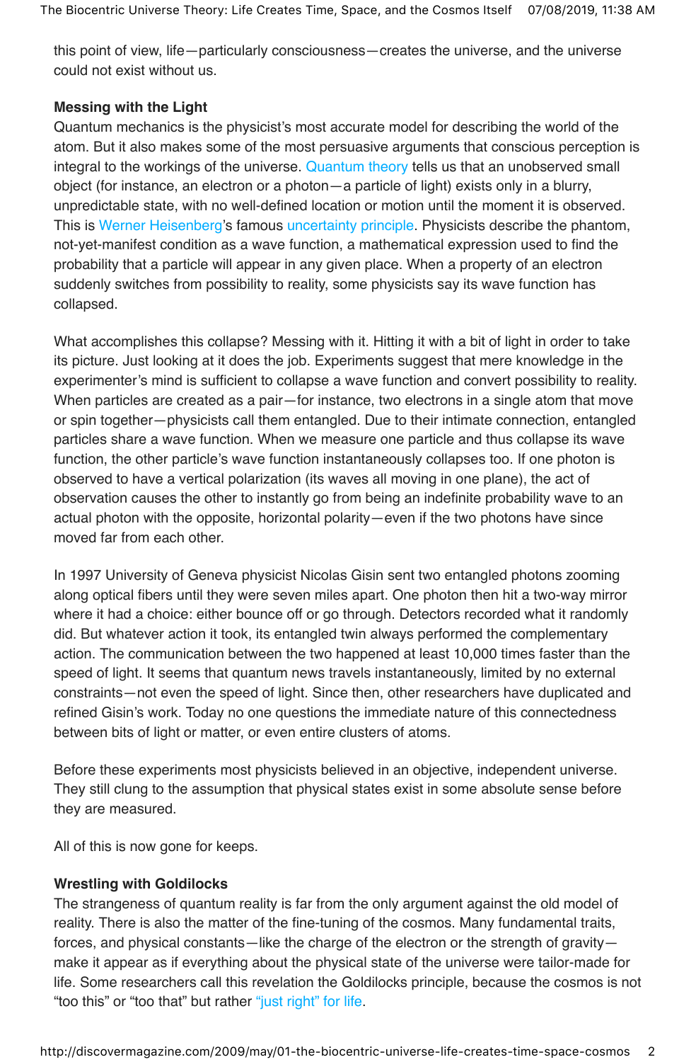this point of view, life—particularly consciousness—creates the universe, and the universe could not exist without us.

**Messing with the Light**

Quantum mechanics is the physicist's most accurate model for describing the world of the atom. But it also makes some of the most persuasive arguments that conscious perception is integral to the workings of the universe. Quantum theory tells us that an unobserved small object (for instance, an electron or a photon—a particle of light) exists only in a blurry, unpredictable state, with no well-defined location or motion until the moment it is observed. This is Werner Heisenberg's famous uncertainty principle. Physicists describe the phantom, not-yet-manifest condition as a wave function, a mathematical expression used to find the probability that a particle will appear in any given place. When a property of an electron suddenly switches from possibility to reality, some physicists say its wave function has collapsed.

What accomplishes this collapse? Messing with it. Hitting it with a bit of light in order to take its picture. Just looking at it does the job. Experiments suggest that mere knowledge in the experimenter's mind is sufficient to collapse a wave function and convert possibility to reality. When particles are created as a pair—for instance, two electrons in a single atom that move or spin together—physicists call them entangled. Due to their intimate connection, entangled particles share a wave function. When we measure one particle and thus collapse its wave function, the other particle's wave function instantaneously collapses too. If one photon is observed to have a vertical polarization (its waves all moving in one plane), the act of observation causes the other to instantly go from being an indefinite probability wave to an actual photon with the opposite, horizontal polarity—even if the two photons have since moved far from each other.

In 1997 University of Geneva physicist Nicolas Gisin sent two entangled photons zooming along optical fibers until they were seven miles apart. One photon then hit a two-way mirror where it had a choice: either bounce off or go through. Detectors recorded what it randomly did. But whatever action it took, its entangled twin always performed the complementary action. The communication between the two happened at least 10,000 times faster than the speed of light. It seems that quantum news travels instantaneously, limited by no external constraints—not even the speed of light. Since then, other researchers have duplicated and refined Gisin's work. Today no one questions the immediate nature of this connectedness between bits of light or matter, or even entire clusters of atoms.

Before these experiments most physicists believed in an objective, independent universe. They still clung to the assumption that physical states exist in some absolute sense before they are measured.

All of this is now gone for keeps.

**Wrestling with Goldilocks**

The strangeness of quantum reality is far from the only argument against the old model of reality. There is also the matter of the fine-tuning of the cosmos. Many fundamental traits, forces, and physical constants—like the charge of the electron or the strength of gravity—make it appear as if everything about the physical state of the universe were tailor-made for life. Some researchers call this revelation the Goldilocks principle, because the cosmos is not "too this" or "too that" but rather "just right" for life.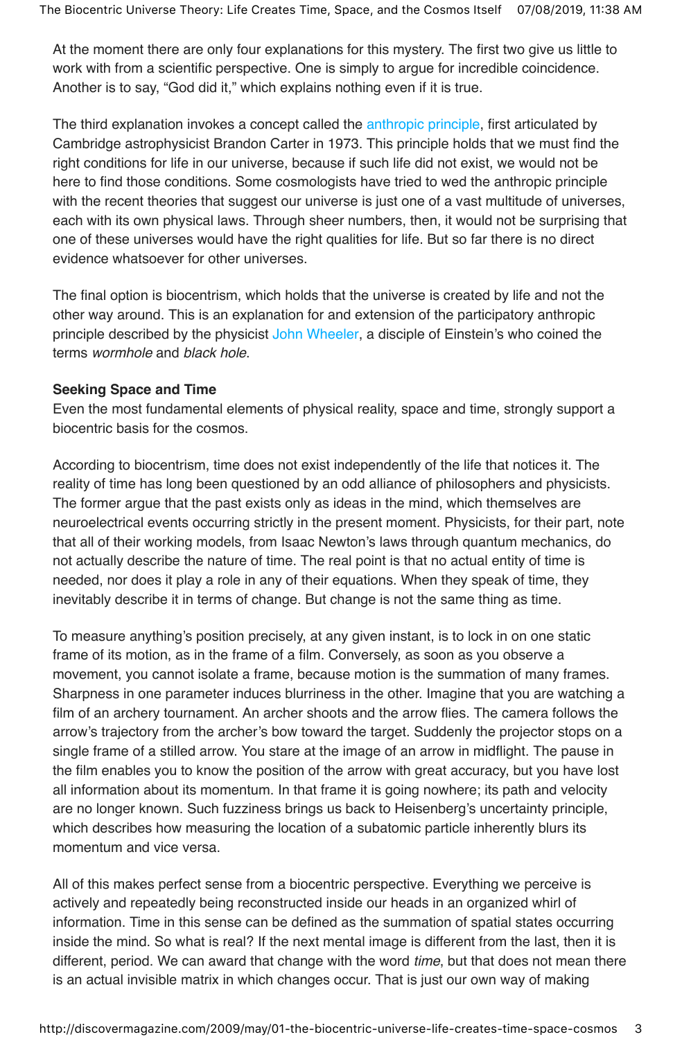At the moment there are only four explanations for this mystery. The first two give us little to work with from a scientific perspective. One is simply to argue for incredible coincidence. Another is to say, "God did it," which explains nothing even if it is true.

The third explanation invokes a concept called the anthropic principle, first articulated by Cambridge astrophysicist Brandon Carter in 1973. This principle holds that we must find the right conditions for life in our universe, because if such life did not exist, we would not be here to find those conditions. Some cosmologists have tried to wed the anthropic principle with the recent theories that suggest our universe is just one of a vast multitude of universes, each with its own physical laws. Through sheer numbers, then, it would not be surprising that one of these universes would have the right qualities for life. But so far there is no direct evidence whatsoever for other universes.

The final option is biocentrism, which holds that the universe is created by life and not the other way around. This is an explanation for and extension of the participatory anthropic principle described by the physicist John Wheeler, a disciple of Einstein's who coined the terms *wormhole* and *black hole*.

**Seeking Space and Time**

Even the most fundamental elements of physical reality, space and time, strongly support a biocentric basis for the cosmos.

According to biocentrism, time does not exist independently of the life that notices it. The reality of time has long been questioned by an odd alliance of philosophers and physicists. The former argue that the past exists only as ideas in the mind, which themselves are neuroelectrical events occurring strictly in the present moment. Physicists, for their part, note that all of their working models, from Isaac Newton's laws through quantum mechanics, do not actually describe the nature of time. The real point is that no actual entity of time is needed, nor does it play a role in any of their equations. When they speak of time, they inevitably describe it in terms of change. But change is not the same thing as time.

To measure anything's position precisely, at any given instant, is to lock in on one static frame of its motion, as in the frame of a film. Conversely, as soon as you observe a movement, you cannot isolate a frame, because motion is the summation of many frames. Sharpness in one parameter induces blurriness in the other. Imagine that you are watching a film of an archery tournament. An archer shoots and the arrow flies. The camera follows the arrow's trajectory from the archer's bow toward the target. Suddenly the projector stops on a single frame of a stilled arrow. You stare at the image of an arrow in midflight. The pause in the film enables you to know the position of the arrow with great accuracy, but you have lost all information about its momentum. In that frame it is going nowhere; its path and velocity are no longer known. Such fuzziness brings us back to Heisenberg's uncertainty principle, which describes how measuring the location of a subatomic particle inherently blurs its momentum and vice versa.

All of this makes perfect sense from a biocentric perspective. Everything we perceive is actively and repeatedly being reconstructed inside our heads in an organized whirl of information. Time in this sense can be defined as the summation of spatial states occurring inside the mind. So what is real? If the next mental image is different from the last, then it is different, period. We can award that change with the word *time*, but that does not mean there is an actual invisible matrix in which changes occur. That is just our own way of making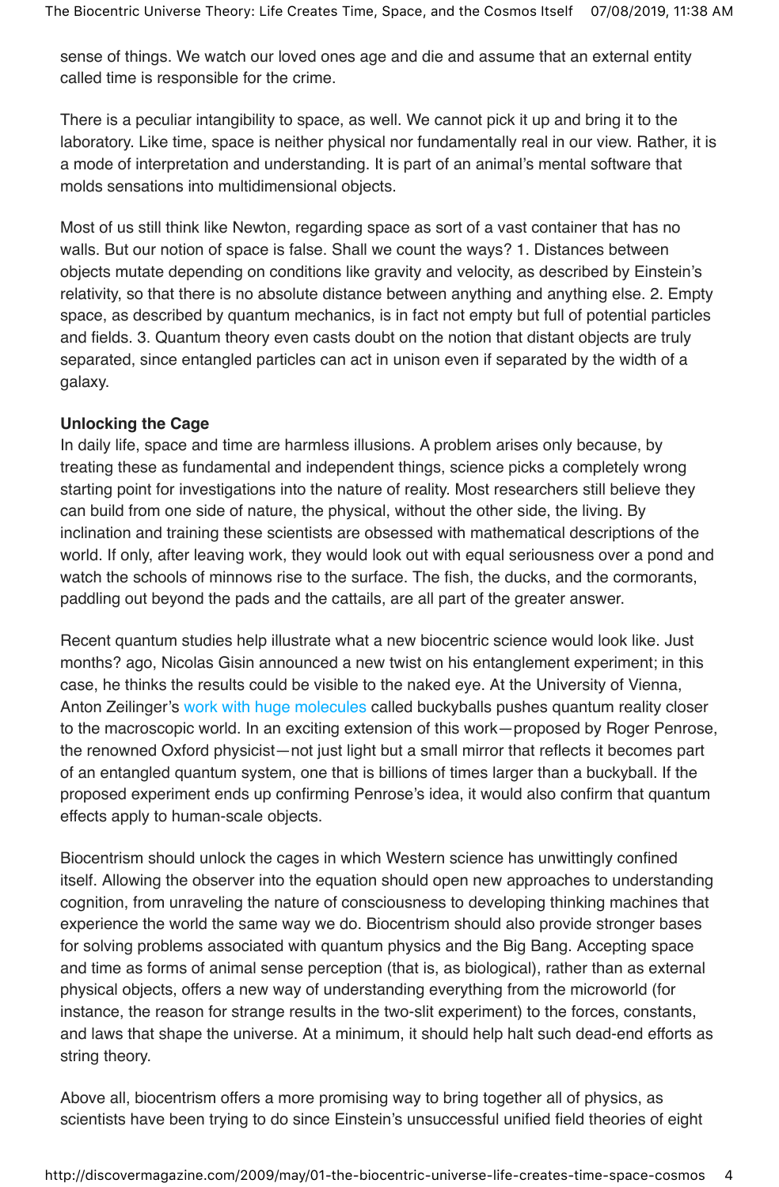sense of things. We watch our loved ones age and die and assume that an external entity called time is responsible for the crime.

There is a peculiar intangibility to space, as well. We cannot pick it up and bring it to the laboratory. Like time, space is neither physical nor fundamentally real in our view. Rather, it is a mode of interpretation and understanding. It is part of an animal's mental software that molds sensations into multidimensional objects.

Most of us still think like Newton, regarding space as sort of a vast container that has no walls. But our notion of space is false. Shall we count the ways? 1. Distances between objects mutate depending on conditions like gravity and velocity, as described by Einstein's relativity, so that there is no absolute distance between anything and anything else. 2. Empty space, as described by quantum mechanics, is in fact not empty but full of potential particles and fields. 3. Quantum theory even casts doubt on the notion that distant objects are truly separated, since entangled particles can act in unison even if separated by the width of a galaxy.

**Unlocking the Cage**

In daily life, space and time are harmless illusions. A problem arises only because, by treating these as fundamental and independent things, science picks a completely wrong starting point for investigations into the nature of reality. Most researchers still believe they can build from one side of nature, the physical, without the other side, the living. By inclination and training these scientists are obsessed with mathematical descriptions of the world. If only, after leaving work, they would look out with equal seriousness over a pond and watch the schools of minnows rise to the surface. The fish, the ducks, and the cormorants, paddling out beyond the pads and the cattails, are all part of the greater answer.

Recent quantum studies help illustrate what a new biocentric science would look like. Just months? ago, Nicolas Gisin announced a new twist on his entanglement experiment; in this case, he thinks the results could be visible to the naked eye. At the University of Vienna, Anton Zeilinger's work with huge molecules called buckyballs pushes quantum reality closer to the macroscopic world. In an exciting extension of this work—proposed by Roger Penrose, the renowned Oxford physicist—not just light but a small mirror that reflects it becomes part of an entangled quantum system, one that is billions of times larger than a buckyball. If the proposed experiment ends up confirming Penrose's idea, it would also confirm that quantum effects apply to human-scale objects.

Biocentrism should unlock the cages in which Western science has unwittingly confined itself. Allowing the observer into the equation should open new approaches to understanding cognition, from unraveling the nature of consciousness to developing thinking machines that experience the world the same way we do. Biocentrism should also provide stronger bases for solving problems associated with quantum physics and the Big Bang. Accepting space and time as forms of animal sense perception (that is, as biological), rather than as external physical objects, offers a new way of understanding everything from the microworld (for instance, the reason for strange results in the two-slit experiment) to the forces, constants, and laws that shape the universe. At a minimum, it should help halt such dead-end efforts as string theory.

Above all, biocentrism offers a more promising way to bring together all of physics, as scientists have been trying to do since Einstein's unsuccessful unified field theories of eight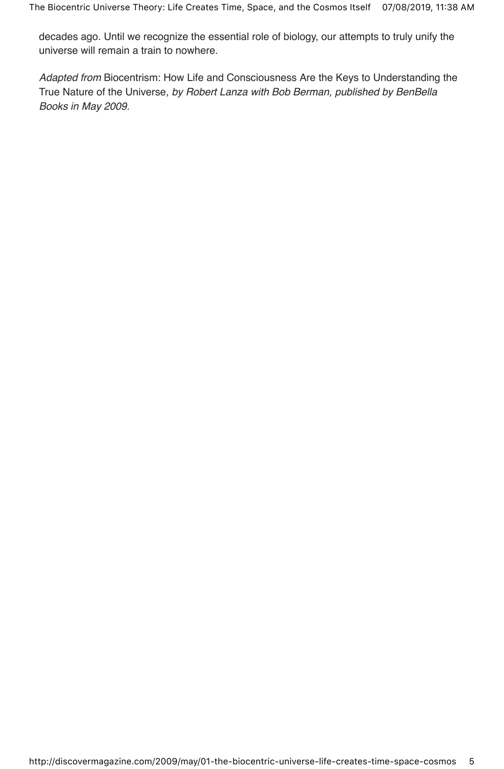decades ago. Until we recognize the essential role of biology, our attempts to truly unify the universe will remain a train to nowhere.

*Adapted from* Biocentrism: How Life and Consciousness Are the Keys to Understanding the True Nature of the Universe*, by Robert Lanza with Bob Berman, published by BenBella Books in May 2009.*